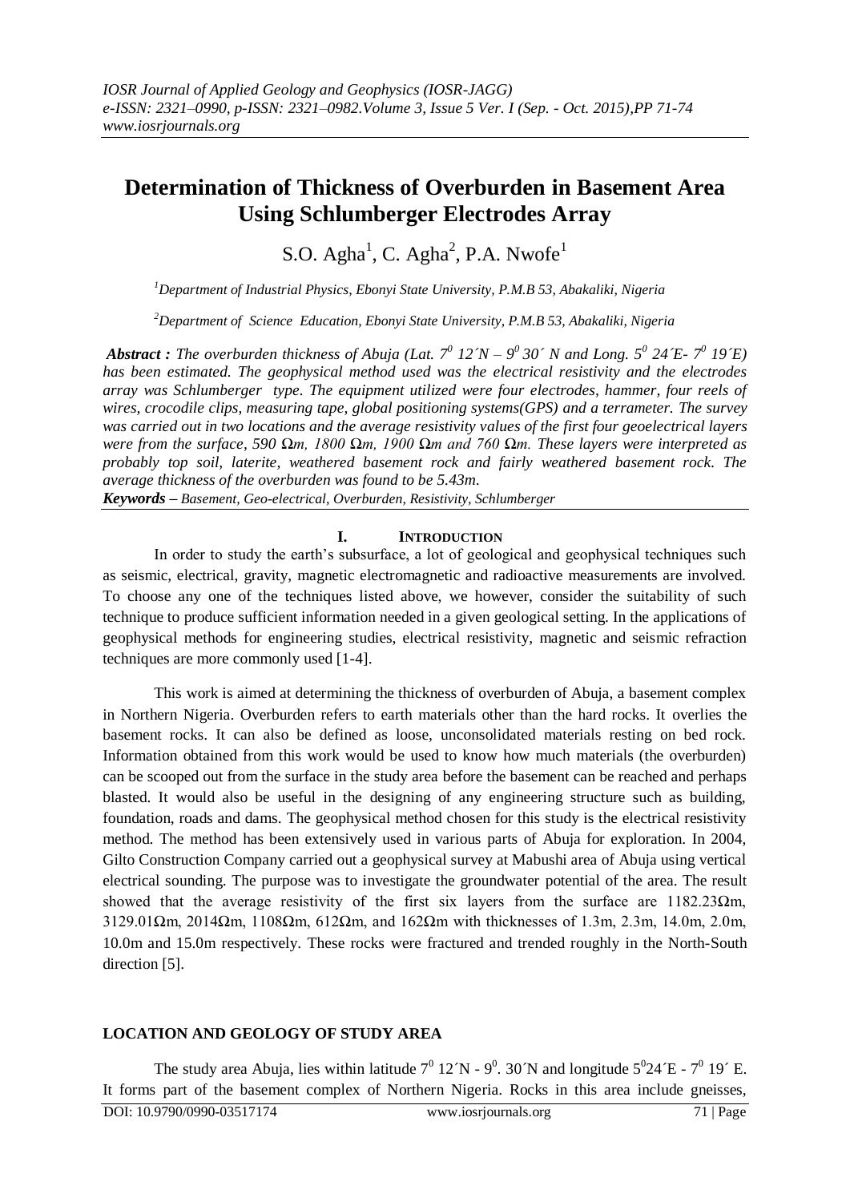# Determination of Thickness of Overburden in Basement Area Using Schlumberger Electrodes Array

S.O. Agha[1], C. Agha[2], P.A. Nwofe[1]

[1]*Department of Industrial Physics, Ebonyi State University, P.M.B 53, Abakaliki, Nigeria*

[2]*Department of Science Education, Ebonyi State University, P.M.B 53, Abakaliki, Nigeria*

***Abstract :*** *The overburden thickness of Abuja (Lat. $7^0$ 12´N – $9^0$ 30´ N and Long. $5^0$ 24´E- $7^0$ 19´E) has been estimated. The geophysical method used was the electrical resistivity and the electrodes array was Schlumberger type. The equipment utilized were four electrodes, hammer, four reels of wires, crocodile clips, measuring tape, global positioning systems(GPS) and a terrameter. The survey was carried out in two locations and the average resistivity values of the first four geoelectrical layers were from the surface, 590 Ωm, 1800 Ωm, 1900 Ωm and 760 Ωm. These layers were interpreted as probably top soil, laterite, weathered basement rock and fairly weathered basement rock. The average thickness of the overburden was found to be 5.43m.*

***Keywords –*** *Basement, Geo-electrical, Overburden, Resistivity, Schlumberger*

## I. Introduction

In order to study the earth's subsurface, a lot of geological and geophysical techniques such as seismic, electrical, gravity, magnetic electromagnetic and radioactive measurements are involved. To choose any one of the techniques listed above, we however, consider the suitability of such technique to produce sufficient information needed in a given geological setting. In the applications of geophysical methods for engineering studies, electrical resistivity, magnetic and seismic refraction techniques are more commonly used [1-4].

This work is aimed at determining the thickness of overburden of Abuja, a basement complex in Northern Nigeria. Overburden refers to earth materials other than the hard rocks. It overlies the basement rocks. It can also be defined as loose, unconsolidated materials resting on bed rock. Information obtained from this work would be used to know how much materials (the overburden) can be scooped out from the surface in the study area before the basement can be reached and perhaps blasted. It would also be useful in the designing of any engineering structure such as building, foundation, roads and dams. The geophysical method chosen for this study is the electrical resistivity method. The method has been extensively used in various parts of Abuja for exploration. In 2004, Gilto Construction Company carried out a geophysical survey at Mabushi area of Abuja using vertical electrical sounding. The purpose was to investigate the groundwater potential of the area. The result showed that the average resistivity of the first six layers from the surface are 1182.23Ωm, 3129.01Ωm, 2014Ωm, 1108Ωm, 612Ωm, and 162Ωm with thicknesses of 1.3m, 2.3m, 14.0m, 2.0m, 10.0m and 15.0m respectively. These rocks were fractured and trended roughly in the North-South direction [5].

## LOCATION AND GEOLOGY OF STUDY AREA

The study area Abuja, lies within latitude $7^0$ 12´N - $9^0$. 30´N and longitude $5^0$24´E - $7^0$ 19´ E. It forms part of the basement complex of Northern Nigeria. Rocks in this area include gneisses,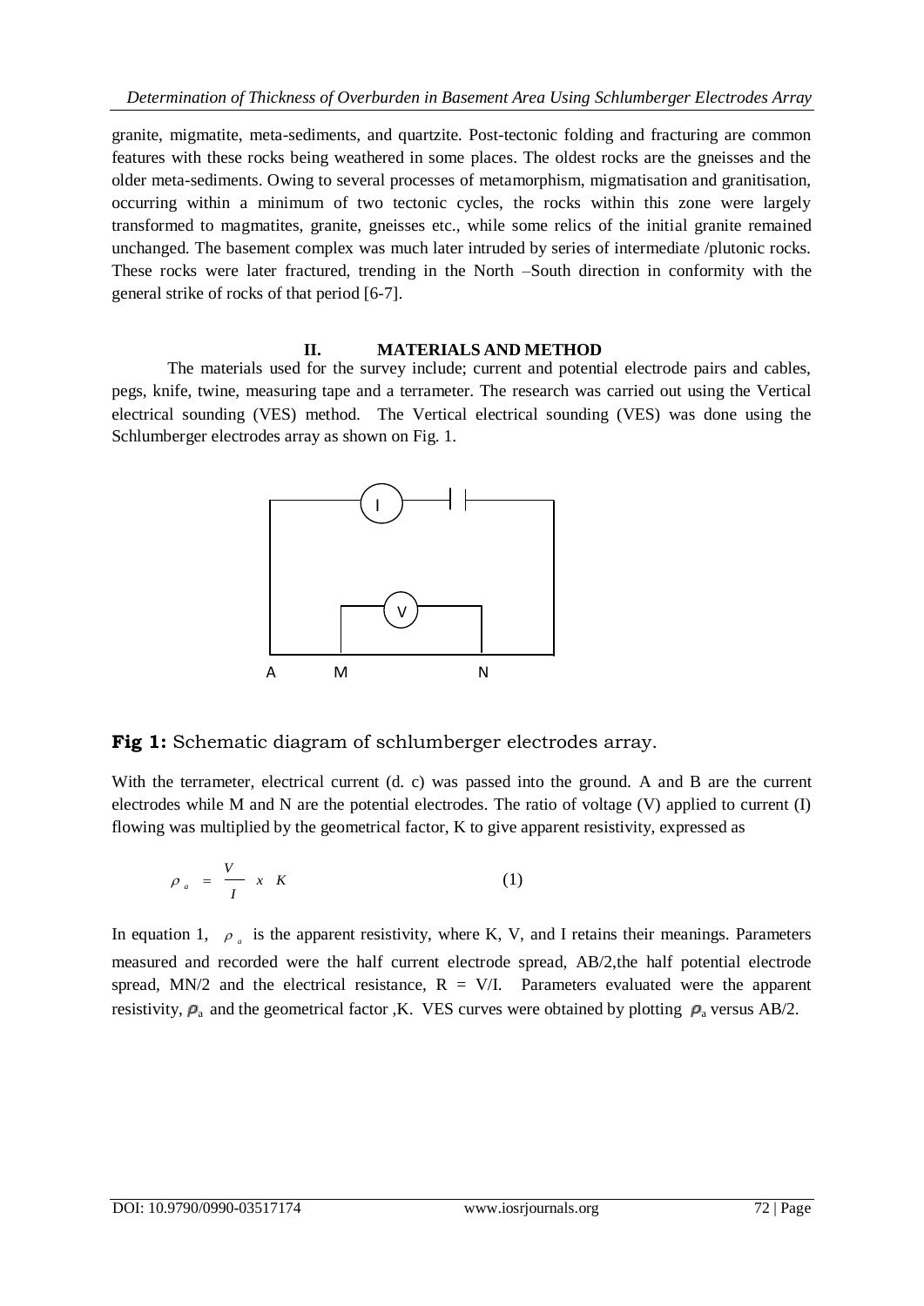granite, migmatite, meta-sediments, and quartzite. Post-tectonic folding and fracturing are common features with these rocks being weathered in some places. The oldest rocks are the gneisses and the older meta-sediments. Owing to several processes of metamorphism, migmatisation and granitisation, occurring within a minimum of two tectonic cycles, the rocks within this zone were largely transformed to magmatites, granite, gneisses etc., while some relics of the initial granite remained unchanged. The basement complex was much later intruded by series of intermediate /plutonic rocks. These rocks were later fractured, trending in the North –South direction in conformity with the general strike of rocks of that period [6-7].

## II. MATERIALS AND METHOD

The materials used for the survey include; current and potential electrode pairs and cables, pegs, knife, twine, measuring tape and a terrameter. The research was carried out using the Vertical electrical sounding (VES) method. The Vertical electrical sounding (VES) was done using the Schlumberger electrodes array as shown on Fig. 1.

**Fig 1:** Schematic diagram of schlumberger electrodes array.

With the terrameter, electrical current (d. c) was passed into the ground. A and B are the current electrodes while M and N are the potential electrodes. The ratio of voltage (V) applied to current (I) flowing was multiplied by the geometrical factor, K to give apparent resistivity, expressed as

$$\rho_a = \frac{V}{I} \times K \qquad (1)$$

In equation 1, $\rho_a$ is the apparent resistivity, where K, V, and I retains their meanings. Parameters measured and recorded were the half current electrode spread, AB/2,the half potential electrode spread, MN/2 and the electrical resistance, R = V/I. Parameters evaluated were the apparent resistivity, $\rho_a$ and the geometrical factor ,K. VES curves were obtained by plotting $\rho_a$ versus AB/2.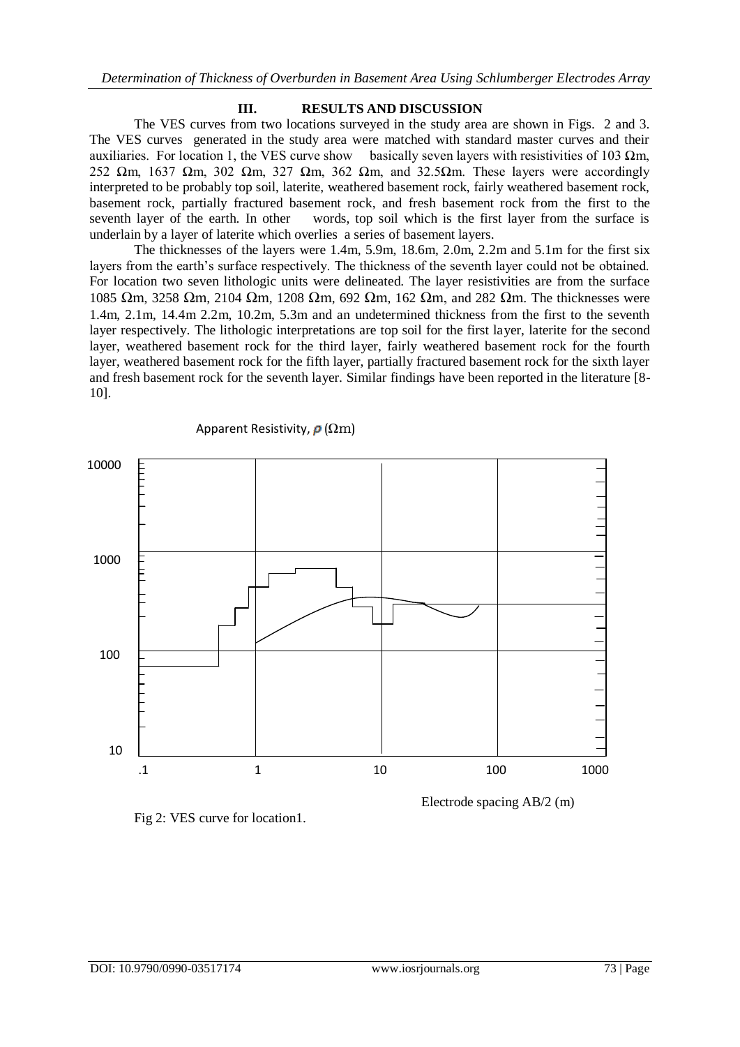## III. RESULTS AND DISCUSSION

The VES curves from two locations surveyed in the study area are shown in Figs. 2 and 3. The VES curves generated in the study area were matched with standard master curves and their auxiliaries. For location 1, the VES curve show basically seven layers with resistivities of 103 Ωm, 252 Ωm, 1637 Ωm, 302 Ωm, 327 Ωm, 362 Ωm, and 32.5Ωm. These layers were accordingly interpreted to be probably top soil, laterite, weathered basement rock, fairly weathered basement rock, basement rock, partially fractured basement rock, and fresh basement rock from the first to the seventh layer of the earth. In other words, top soil which is the first layer from the surface is underlain by a layer of laterite which overlies a series of basement layers.

The thicknesses of the layers were 1.4m, 5.9m, 18.6m, 2.0m, 2.2m and 5.1m for the first six layers from the earth's surface respectively. The thickness of the seventh layer could not be obtained. For location two seven lithologic units were delineated. The layer resistivities are from the surface 1085 Ωm, 3258 Ωm, 2104 Ωm, 1208 Ωm, 692 Ωm, 162 Ωm, and 282 Ωm. The thicknesses were 1.4m, 2.1m, 14.4m 2.2m, 10.2m, 5.3m and an undetermined thickness from the first to the seventh layer respectively. The lithologic interpretations are top soil for the first layer, laterite for the second layer, weathered basement rock for the third layer, fairly weathered basement rock for the fourth layer, weathered basement rock for the fifth layer, partially fractured basement rock for the sixth layer and fresh basement rock for the seventh layer. Similar findings have been reported in the literature [8-10].

Apparent Resistivity, $\rho$ (Ωm)

Electrode spacing AB/2 (m)

Fig 2: VES curve for location1.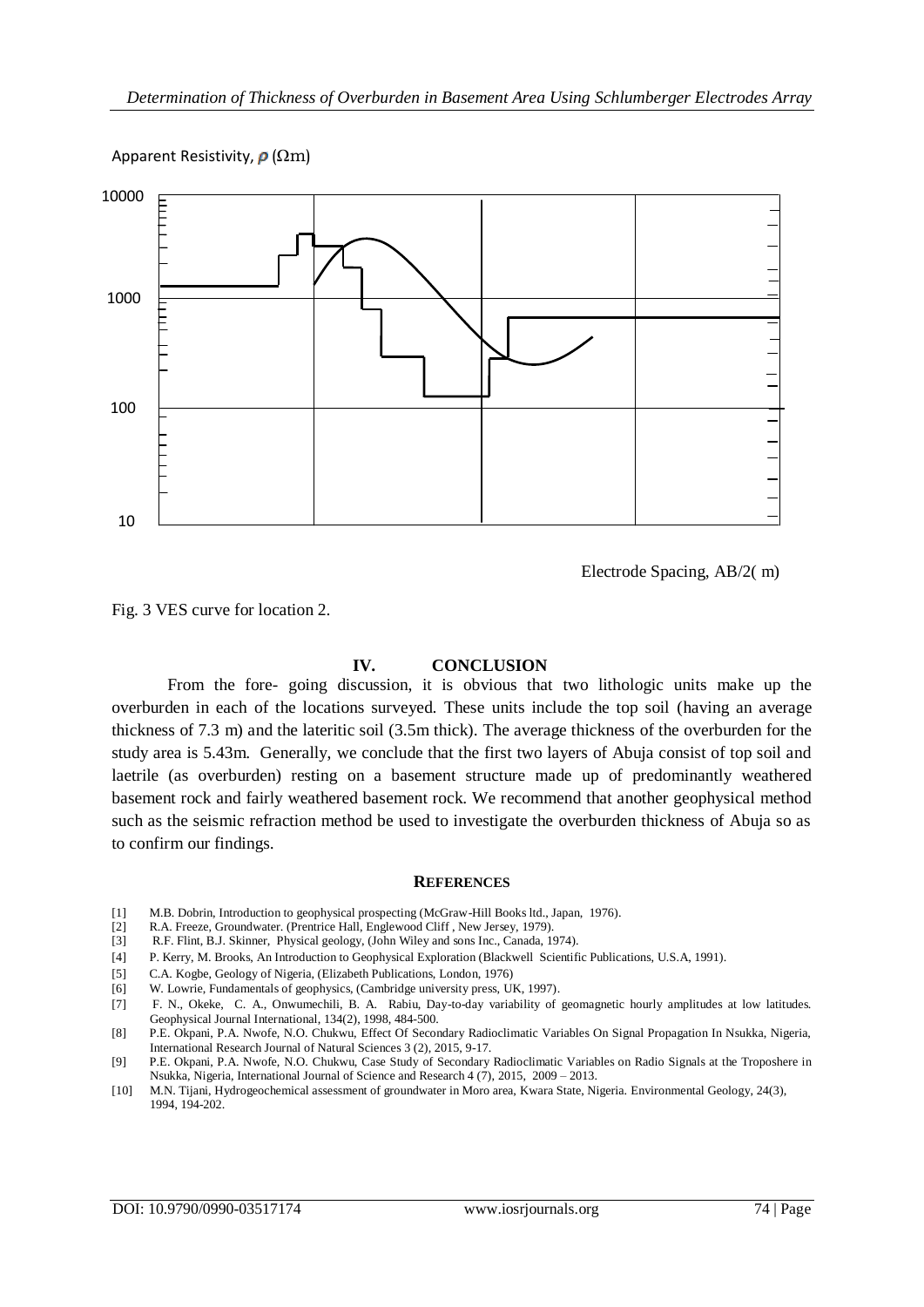Apparent Resistivity, $\rho$ ($\Omega$m)

10000

1000

100

10

Electrode Spacing, AB/2( m)

Fig. 3 VES curve for location 2.

## IV. CONCLUSION

From the fore- going discussion, it is obvious that two lithologic units make up the overburden in each of the locations surveyed. These units include the top soil (having an average thickness of 7.3 m) and the lateritic soil (3.5m thick). The average thickness of the overburden for the study area is 5.43m. Generally, we conclude that the first two layers of Abuja consist of top soil and laetrile (as overburden) resting on a basement structure made up of predominantly weathered basement rock and fairly weathered basement rock. We recommend that another geophysical method such as the seismic refraction method be used to investigate the overburden thickness of Abuja so as to confirm our findings.

## REFERENCES

[1] M.B. Dobrin, Introduction to geophysical prospecting (McGraw-Hill Books ltd., Japan, 1976).
[2] R.A. Freeze, Groundwater. (Prentrice Hall, Englewood Cliff , New Jersey, 1979).
[3] R.F. Flint, B.J. Skinner, Physical geology, (John Wiley and sons Inc., Canada, 1974).
[4] P. Kerry, M. Brooks, An Introduction to Geophysical Exploration (Blackwell Scientific Publications, U.S.A, 1991).
[5] C.A. Kogbe, Geology of Nigeria, (Elizabeth Publications, London, 1976)
[6] W. Lowrie, Fundamentals of geophysics, (Cambridge university press, UK, 1997).
[7] F. N., Okeke, C. A., Onwumechili, B. A. Rabiu, Day-to-day variability of geomagnetic hourly amplitudes at low latitudes. Geophysical Journal International, 134(2), 1998, 484-500.
[8] P.E. Okpani, P.A. Nwofe, N.O. Chukwu, Effect Of Secondary Radioclimatic Variables On Signal Propagation In Nsukka, Nigeria, International Research Journal of Natural Sciences 3 (2), 2015, 9-17.
[9] P.E. Okpani, P.A. Nwofe, N.O. Chukwu, Case Study of Secondary Radioclimatic Variables on Radio Signals at the Troposhere in Nsukka, Nigeria, International Journal of Science and Research 4 (7), 2015, 2009 – 2013.
[10] M.N. Tijani, Hydrogeochemical assessment of groundwater in Moro area, Kwara State, Nigeria. Environmental Geology, 24(3), 1994, 194-202.